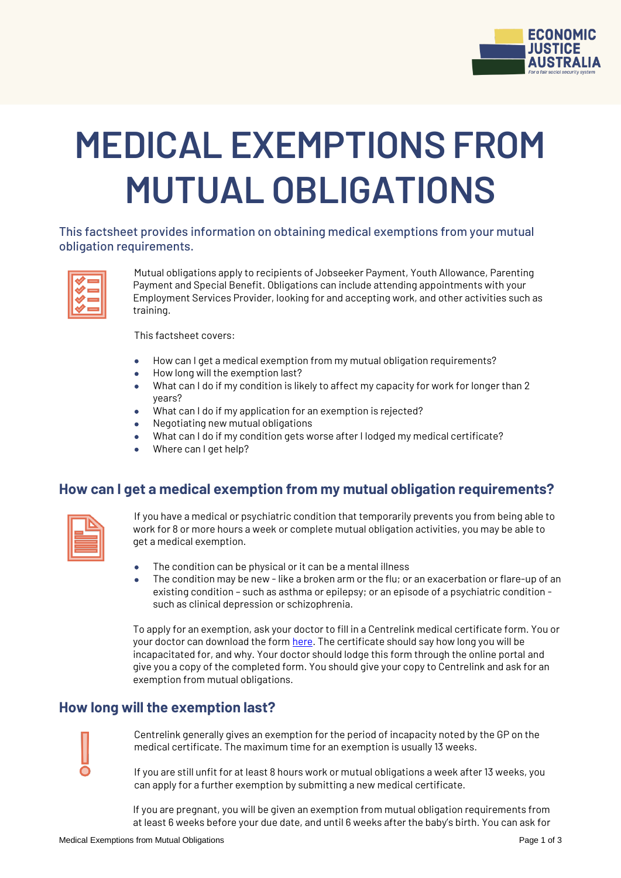# MEDICAL EXEMPTIONS FROM MUTUAL OBLIGATIONS

### This factsheet provides information on obtaining medical exemptions from your mutual obligation requirements.

Mutual obligations apply to recipients of Jobseeker Payment, Youth Allowance, Parenting Payment and Special Benefit. Obligations can include attending appointments with your Employment Services Provider, looking for and accepting work, and other activities such as training.

This factsheet covers:

- How can I get a medical exemption from my mutual obligation requirements?
- How long will the exemption last?
- What can I do if my condition is likely to affect my capacity for work for longer than 2 years?
- What can I do if my application for an exemption is rejected?
- Negotiating new mutual obligations
- What can I do if my condition gets worse after I lodged my medical certificate?
- Where can I get help?

## How can I get a medical exemption from my mutual obligation requirements?

If you have a medical or psychiatric condition that temporarily prevents you from being able to work for 8 or more hours a week or complete mutual obligation activities, you may be able to get a medical exemption.

- The condition can be physical or it can be a mental illness
- The condition may be new - like a broken arm or the flu; or an exacerbation or flare-up of an existing condition – such as asthma or epilepsy; or an episode of a psychiatric condition – such as clinical depression or schizophrenia.

To apply for an exemption, ask your doctor to fill in a Centrelink medical certificate form. You or your doctor can download the form here. The certificate should say how long you will be incapacitated for, and why. Your doctor should lodge this form through the online portal and give you a copy of the completed form. You should give your copy to Centrelink and ask for an exemption from mutual obligations.

## How long will the exemption last?

Centrelink generally gives an exemption for the period of incapacity noted by the GP on the medical certificate. The maximum time for an exemption is usually 13 weeks.

If you are still unfit for at least 8 hours work or mutual obligations a week after 13 weeks, you can apply for a further exemption by submitting a new medical certificate.

If you are pregnant, you will be given an exemption from mutual obligation requirements from at least 6 weeks before your due date, and until 6 weeks after the baby's birth. You can ask for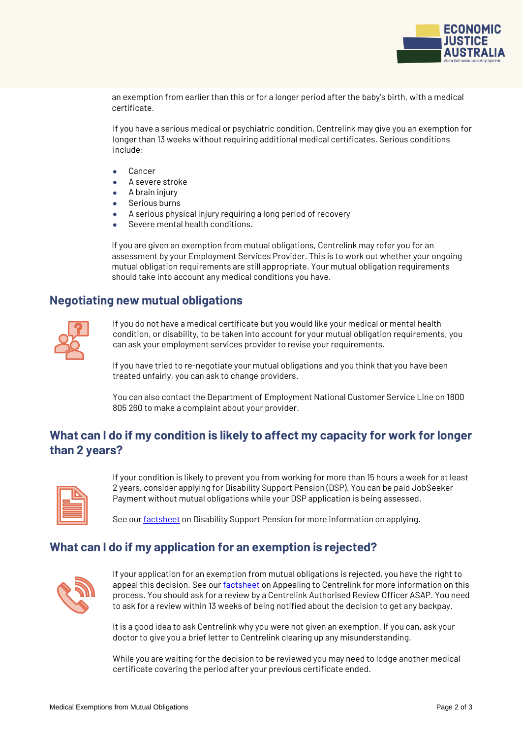an exemption from earlier than this or for a longer period after the baby's birth, with a medical certificate.

If you have a serious medical or psychiatric condition, Centrelink may give you an exemption for longer than 13 weeks without requiring additional medical certificates. Serious conditions include:

- Cancer
- A severe stroke
- A brain injury
- Serious burns
- A serious physical injury requiring a long period of recovery
- Severe mental health conditions.

If you are given an exemption from mutual obligations, Centrelink may refer you for an assessment by your Employment Services Provider. This is to work out whether your ongoing mutual obligation requirements are still appropriate. Your mutual obligation requirements should take into account any medical conditions you have.

## Negotiating new mutual obligations

If you do not have a medical certificate but you would like your medical or mental health condition, or disability, to be taken into account for your mutual obligation requirements, you can ask your employment services provider to revise your requirements.

If you have tried to re-negotiate your mutual obligations and you think that you have been treated unfairly, you can ask to change providers.

You can also contact the Department of Employment National Customer Service Line on 1800 805 260 to make a complaint about your provider.

## What can I do if my condition is likely to affect my capacity for work for longer than 2 years?

If your condition is likely to prevent you from working for more than 15 hours a week for at least 2 years, consider applying for Disability Support Pension (DSP). You can be paid JobSeeker Payment without mutual obligations while your DSP application is being assessed.

See our factsheet on Disability Support Pension for more information on applying.

## What can I do if my application for an exemption is rejected?

If your application for an exemption from mutual obligations is rejected, you have the right to appeal this decision. See our factsheet on Appealing to Centrelink for more information on this process. You should ask for a review by a Centrelink Authorised Review Officer ASAP. You need to ask for a review within 13 weeks of being notified about the decision to get any backpay.

It is a good idea to ask Centrelink why you were not given an exemption. If you can, ask your doctor to give you a brief letter to Centrelink clearing up any misunderstanding.

While you are waiting for the decision to be reviewed you may need to lodge another medical certificate covering the period after your previous certificate ended.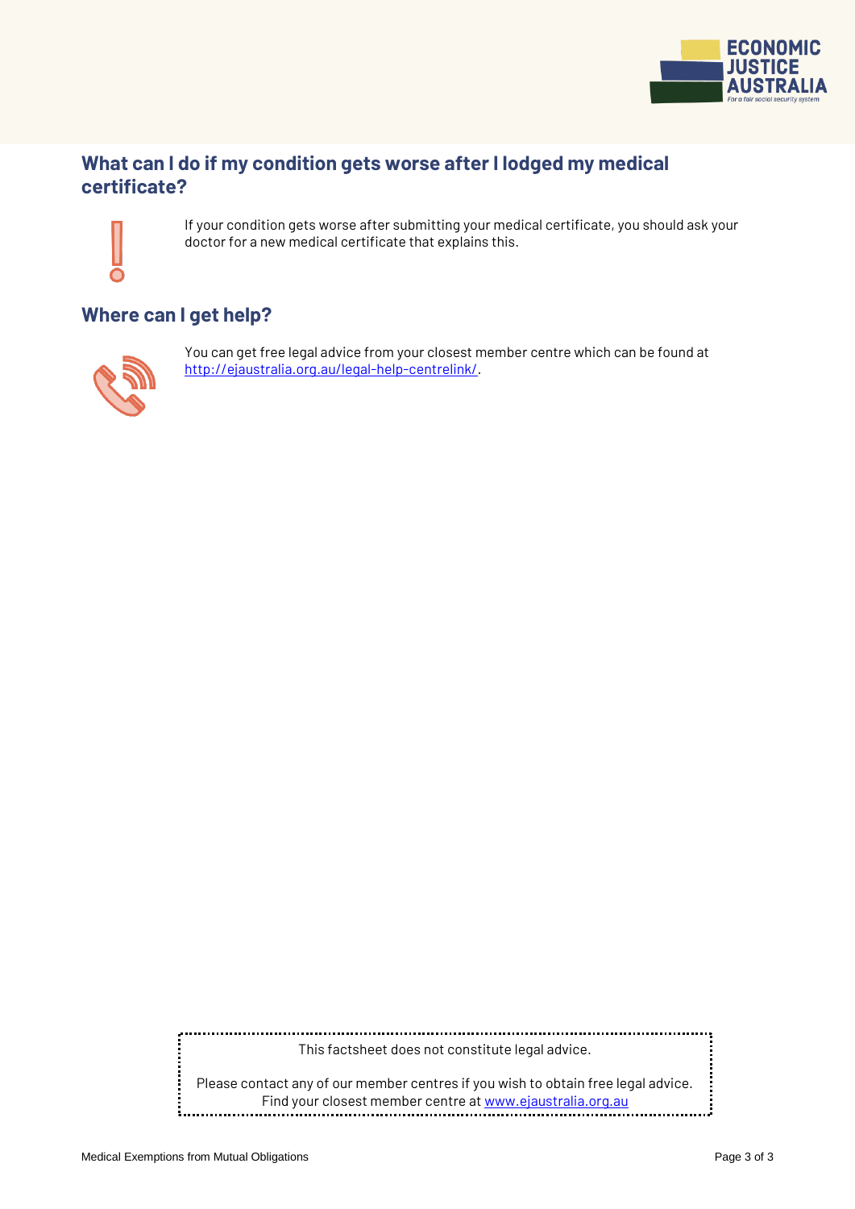## What can I do if my condition gets worse after I lodged my medical certificate?

If your condition gets worse after submitting your medical certificate, you should ask your doctor for a new medical certificate that explains this.

## Where can I get help?

You can get free legal advice from your closest member centre which can be found at [http://ejaustralia.org.au/legal-help-centrelink/](http://ejaustralia.org.au/legal-help-centrelink/).

This factsheet does not constitute legal advice.

Please contact any of our member centres if you wish to obtain free legal advice.
Find your closest member centre at [www.ejaustralia.org.au](http://www.ejaustralia.org.au)